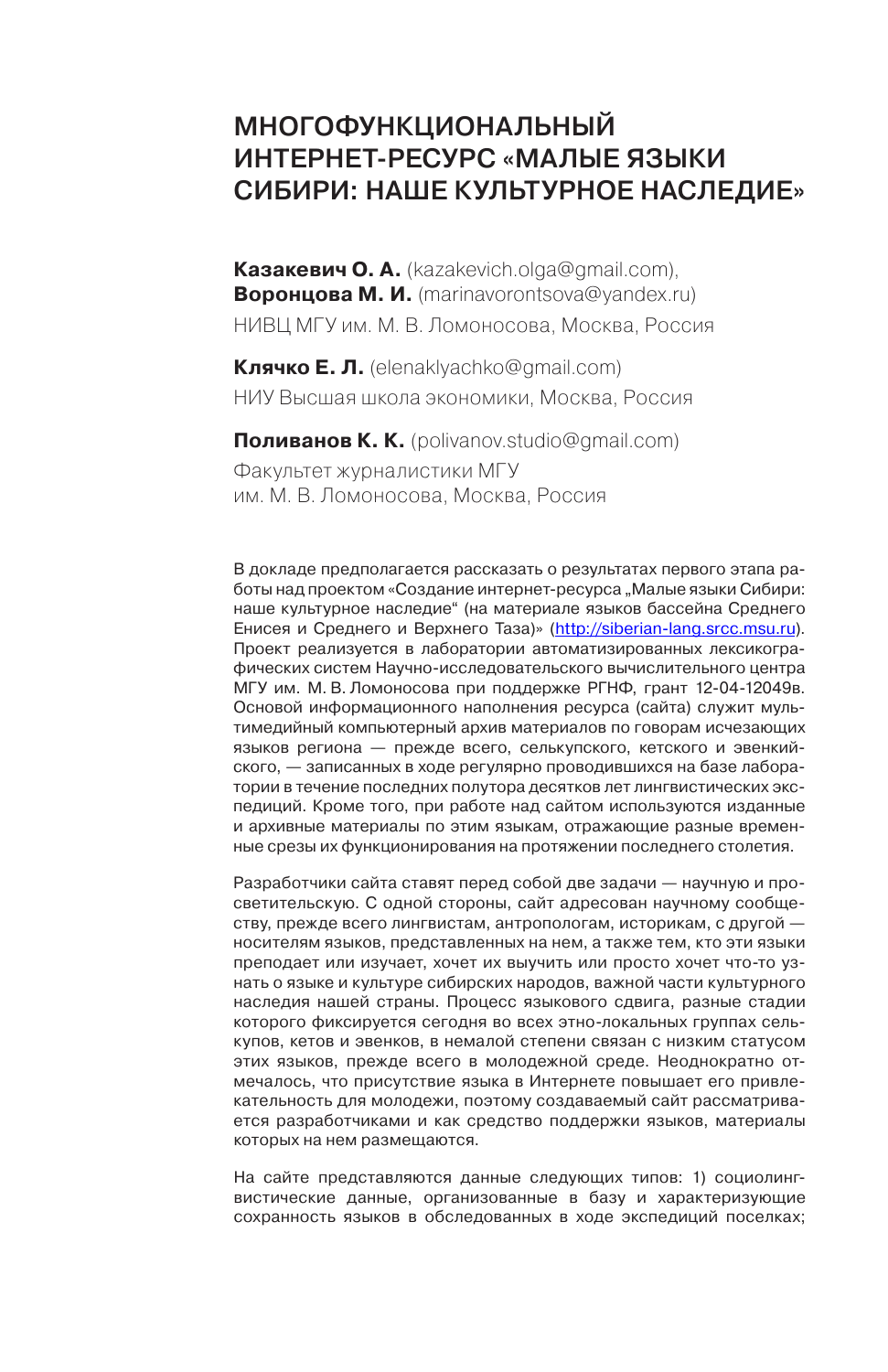# МНОГОФУНКЦИОНАЛЬНЫЙ ИНТЕРНЕТ-РЕСУРС «МАЛЫЕ ЯЗЫКИ СИБИРИ: НАШЕ КУЛЬТУРНОЕ НАСЛЕДИЕ»

**Казакевич О. А.** (kazakevich.olga@gmail.com),
**Воронцова М. И.** (marinavorontsova@yandex.ru)
НИВЦ МГУ им. М. В. Ломоносова, Москва, Россия

**Клячко Е. Л.** (elenaklyachko@gmail.com)
НИУ Высшая школа экономики, Москва, Россия

**Поливанов К. К.** (polivanov.studio@gmail.com)
Факультет журналистики МГУ
им. М. В. Ломоносова, Москва, Россия

В докладе предполагается рассказать о результатах первого этапа работы над проектом «Создание интернет-ресурса „Малые языки Сибири: наше культурное наследие“ (на материале языков бассейна Среднего Енисея и Среднего и Верхнего Таза)» (http://siberian-lang.srcc.msu.ru). Проект реализуется в лаборатории автоматизированных лексикографических систем Научно-исследовательского вычислительного центра МГУ им. М. В. Ломоносова при поддержке РГНФ, грант 12-04-12049в. Основой информационного наполнения ресурса (сайта) служит мультимедийный компьютерный архив материалов по говорам исчезающих языков региона — прежде всего, селькупского, кетского и эвенкийского, — записанных в ходе регулярно проводившихся на базе лаборатории в течение последних полутора десятков лет лингвистических экспедиций. Кроме того, при работе над сайтом используются изданные и архивные материалы по этим языкам, отражающие разные временные срезы их функционирования на протяжении последнего столетия.

Разработчики сайта ставят перед собой две задачи — научную и просветительскую. С одной стороны, сайт адресован научному сообществу, прежде всего лингвистам, антропологам, историкам, с другой — носителям языков, представленных на нем, а также тем, кто эти языки преподает или изучает, хочет их выучить или просто хочет что-то узнать о языке и культуре сибирских народов, важной части культурного наследия нашей страны. Процесс языкового сдвига, разные стадии которого фиксируется сегодня во всех этно-локальных группах селькупов, кетов и эвенков, в немалой степени связан с низким статусом этих языков, прежде всего в молодежной среде. Неоднократно отмечалось, что присутствие языка в Интернете повышает его привлекательность для молодежи, поэтому создаваемый сайт рассматривается разработчиками и как средство поддержки языков, материалы которых на нем размещаются.

На сайте представляются данные следующих типов: 1) социолингвистические данные, организованные в базу и характеризующие сохранность языков в обследованных в ходе экспедиций поселках;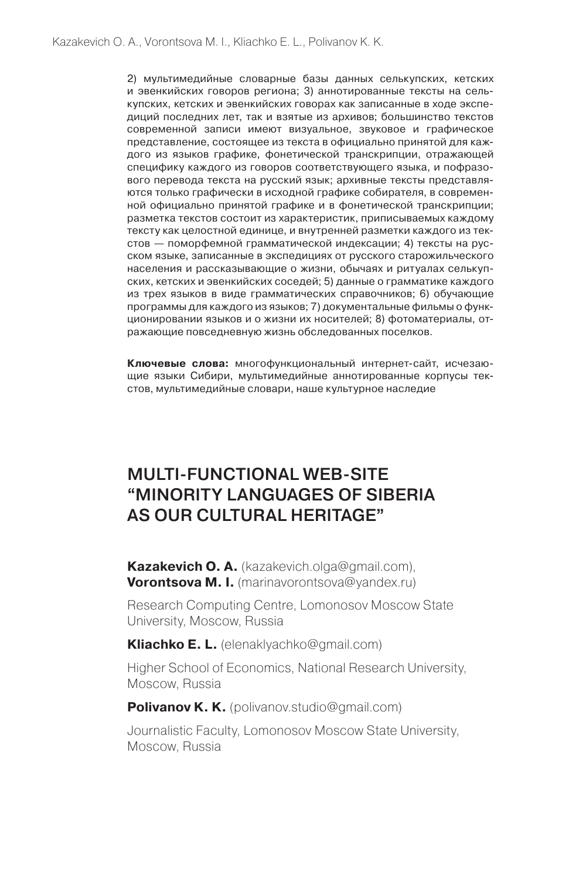2) мультимедийные словарные базы данных селькупских, кетских и эвенкийских говоров региона; 3) аннотированные тексты на селькупских, кетских и эвенкийских говорах как записанные в ходе экспедиций последних лет, так и взятые из архивов; большинство текстов современной записи имеют визуальное, звуковое и графическое представление, состоящее из текста в официально принятой для каждого из языков графике, фонетической транскрипции, отражающей специфику каждого из говоров соответствующего языка, и пофразового перевода текста на русский язык; архивные тексты представляются только графически в исходной графике собирателя, в современной официально принятой графике и в фонетической транскрипции; разметка текстов состоит из характеристик, приписываемых каждому тексту как целостной единице, и внутренней разметки каждого из текстов — поморфемной грамматической индексации; 4) тексты на русском языке, записанные в экспедициях от русского старожильческого населения и рассказывающие о жизни, обычаях и ритуалах селькупских, кетских и эвенкийских соседей; 5) данные о грамматике каждого из трех языков в виде грамматических справочников; 6) обучающие программы для каждого из языков; 7) документальные фильмы о функционировании языков и о жизни их носителей; 8) фотоматериалы, отражающие повседневную жизнь обследованных поселков.

**Ключевые слова:** многофункциональный интернет-сайт, исчезающие языки Сибири, мультимедийные аннотированные корпусы текстов, мультимедийные словари, наше культурное наследие

## MULTI-FUNCTIONAL WEB-SITE "MINORITY LANGUAGES OF SIBERIA AS OUR CULTURAL HERITAGE"

**Kazakevich O. A.** (kazakevich.olga@gmail.com),
**Vorontsova M. I.** (marinavorontsova@yandex.ru)

Research Computing Centre, Lomonosov Moscow State University, Moscow, Russia

**Kliachko E. L.** (elenaklyachko@gmail.com)

Higher School of Economics, National Research University, Moscow, Russia

**Polivanov K. K.** (polivanov.studio@gmail.com)

Journalistic Faculty, Lomonosov Moscow State University, Moscow, Russia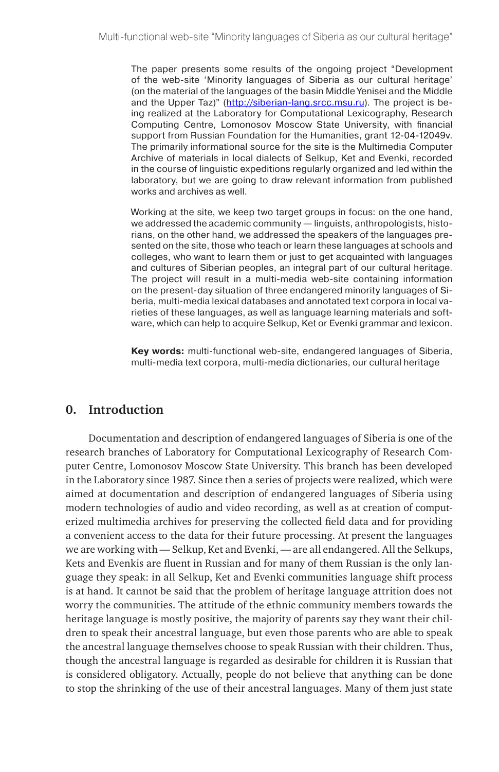The paper presents some results of the ongoing project "Development of the web-site 'Minority languages of Siberia as our cultural heritage' (on the material of the languages of the basin Middle Yenisei and the Middle and the Upper Taz)" (http://siberian-lang.srcc.msu.ru). The project is being realized at the Laboratory for Computational Lexicography, Research Computing Centre, Lomonosov Moscow State University, with financial support from Russian Foundation for the Humanities, grant 12-04-12049v. The primarily informational source for the site is the Multimedia Computer Archive of materials in local dialects of Selkup, Ket and Evenki, recorded in the course of linguistic expeditions regularly organized and led within the laboratory, but we are going to draw relevant information from published works and archives as well.

Working at the site, we keep two target groups in focus: on the one hand, we addressed the academic community — linguists, anthropologists, historians, on the other hand, we addressed the speakers of the languages presented on the site, those who teach or learn these languages at schools and colleges, who want to learn them or just to get acquainted with languages and cultures of Siberian peoples, an integral part of our cultural heritage. The project will result in a multi-media web-site containing information on the present-day situation of three endangered minority languages of Siberia, multi-media lexical databases and annotated text corpora in local varieties of these languages, as well as language learning materials and software, which can help to acquire Selkup, Ket or Evenki grammar and lexicon.

**Key words:** multi-functional web-site, endangered languages of Siberia, multi-media text corpora, multi-media dictionaries, our cultural heritage

## 0. Introduction

Documentation and description of endangered languages of Siberia is one of the research branches of Laboratory for Computational Lexicography of Research Computer Centre, Lomonosov Moscow State University. This branch has been developed in the Laboratory since 1987. Since then a series of projects were realized, which were aimed at documentation and description of endangered languages of Siberia using modern technologies of audio and video recording, as well as at creation of computerized multimedia archives for preserving the collected field data and for providing a convenient access to the data for their future processing. At present the languages we are working with — Selkup, Ket and Evenki, — are all endangered. All the Selkups, Kets and Evenkis are fluent in Russian and for many of them Russian is the only language they speak: in all Selkup, Ket and Evenki communities language shift process is at hand. It cannot be said that the problem of heritage language attrition does not worry the communities. The attitude of the ethnic community members towards the heritage language is mostly positive, the majority of parents say they want their children to speak their ancestral language, but even those parents who are able to speak the ancestral language themselves choose to speak Russian with their children. Thus, though the ancestral language is regarded as desirable for children it is Russian that is considered obligatory. Actually, people do not believe that anything can be done to stop the shrinking of the use of their ancestral languages. Many of them just state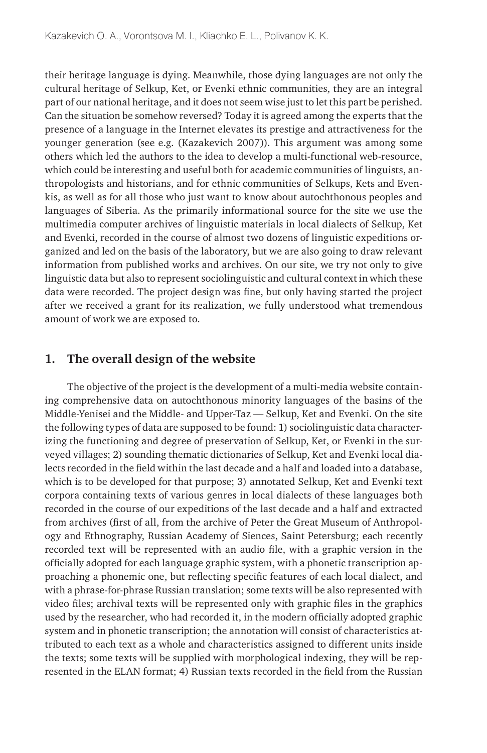their heritage language is dying. Meanwhile, those dying languages are not only the cultural heritage of Selkup, Ket, or Evenki ethnic communities, they are an integral part of our national heritage, and it does not seem wise just to let this part be perished. Can the situation be somehow reversed? Today it is agreed among the experts that the presence of a language in the Internet elevates its prestige and attractiveness for the younger generation (see e.g. (Kazakevich 2007)). This argument was among some others which led the authors to the idea to develop a multi-functional web-resource, which could be interesting and useful both for academic communities of linguists, anthropologists and historians, and for ethnic communities of Selkups, Kets and Evenkis, as well as for all those who just want to know about autochthonous peoples and languages of Siberia. As the primarily informational source for the site we use the multimedia computer archives of linguistic materials in local dialects of Selkup, Ket and Evenki, recorded in the course of almost two dozens of linguistic expeditions organized and led on the basis of the laboratory, but we are also going to draw relevant information from published works and archives. On our site, we try not only to give linguistic data but also to represent sociolinguistic and cultural context in which these data were recorded. The project design was fine, but only having started the project after we received a grant for its realization, we fully understood what tremendous amount of work we are exposed to.

## 1. The overall design of the website

The objective of the project is the development of a multi-media website containing comprehensive data on autochthonous minority languages of the basins of the Middle-Yenisei and the Middle- and Upper-Taz — Selkup, Ket and Evenki. On the site the following types of data are supposed to be found: 1) sociolinguistic data characterizing the functioning and degree of preservation of Selkup, Ket, or Evenki in the surveyed villages; 2) sounding thematic dictionaries of Selkup, Ket and Evenki local dialects recorded in the field within the last decade and a half and loaded into a database, which is to be developed for that purpose; 3) annotated Selkup, Ket and Evenki text corpora containing texts of various genres in local dialects of these languages both recorded in the course of our expeditions of the last decade and a half and extracted from archives (first of all, from the archive of Peter the Great Museum of Anthropology and Ethnography, Russian Academy of Siences, Saint Petersburg; each recently recorded text will be represented with an audio file, with a graphic version in the officially adopted for each language graphic system, with a phonetic transcription approaching a phonemic one, but reflecting specific features of each local dialect, and with a phrase-for-phrase Russian translation; some texts will be also represented with video files; archival texts will be represented only with graphic files in the graphics used by the researcher, who had recorded it, in the modern officially adopted graphic system and in phonetic transcription; the annotation will consist of characteristics attributed to each text as a whole and characteristics assigned to different units inside the texts; some texts will be supplied with morphological indexing, they will be represented in the ELAN format; 4) Russian texts recorded in the field from the Russian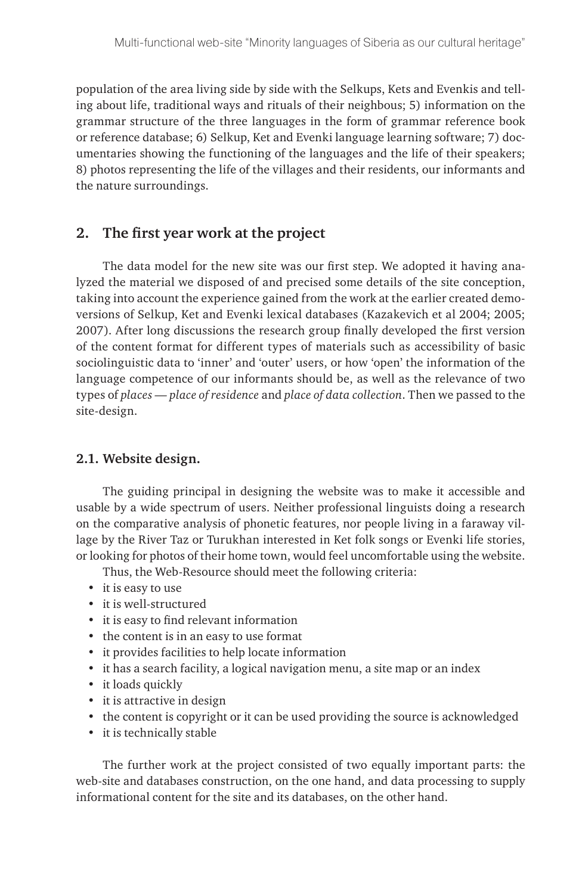population of the area living side by side with the Selkups, Kets and Evenkis and telling about life, traditional ways and rituals of their neighbous; 5) information on the grammar structure of the three languages in the form of grammar reference book or reference database; 6) Selkup, Ket and Evenki language learning software; 7) documentaries showing the functioning of the languages and the life of their speakers; 8) photos representing the life of the villages and their residents, our informants and the nature surroundings.

## 2. The first year work at the project

The data model for the new site was our first step. We adopted it having analyzed the material we disposed of and precised some details of the site conception, taking into account the experience gained from the work at the earlier created demo-versions of Selkup, Ket and Evenki lexical databases (Kazakevich et al 2004; 2005; 2007). After long discussions the research group finally developed the first version of the content format for different types of materials such as accessibility of basic sociolinguistic data to 'inner' and 'outer' users, or how 'open' the information of the language competence of our informants should be, as well as the relevance of two types of *places* — *place of residence* and *place of data collection*. Then we passed to the site-design.

### 2.1. Website design.

The guiding principal in designing the website was to make it accessible and usable by a wide spectrum of users. Neither professional linguists doing a research on the comparative analysis of phonetic features, nor people living in a faraway village by the River Taz or Turukhan interested in Ket folk songs or Evenki life stories, or looking for photos of their home town, would feel uncomfortable using the website.

Thus, the Web-Resource should meet the following criteria:

- it is easy to use
- it is well-structured
- it is easy to find relevant information
- the content is in an easy to use format
- it provides facilities to help locate information
- it has a search facility, a logical navigation menu, a site map or an index
- it loads quickly
- it is attractive in design
- the content is copyright or it can be used providing the source is acknowledged
- it is technically stable

The further work at the project consisted of two equally important parts: the web-site and databases construction, on the one hand, and data processing to supply informational content for the site and its databases, on the other hand.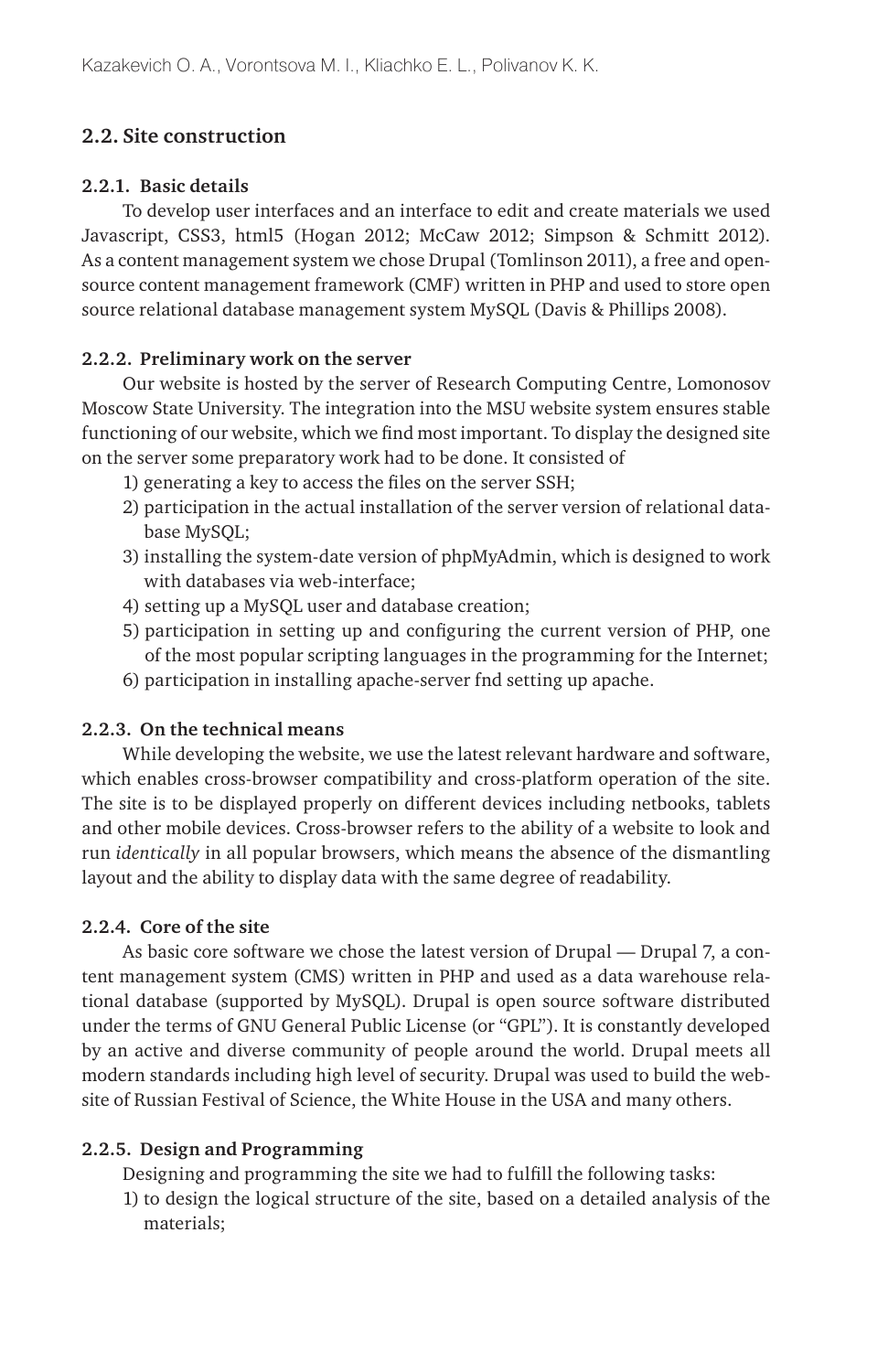## 2.2. Site construction

### 2.2.1. Basic details

To develop user interfaces and an interface to edit and create materials we used Javascript, CSS3, html5 (Hogan 2012; McCaw 2012; Simpson & Schmitt 2012). As a content management system we chose Drupal (Tomlinson 2011), a free and open-source content management framework (CMF) written in PHP and used to store open source relational database management system MySQL (Davis & Phillips 2008).

### 2.2.2. Preliminary work on the server

Our website is hosted by the server of Research Computing Centre, Lomonosov Moscow State University. The integration into the MSU website system ensures stable functioning of our website, which we find most important. To display the designed site on the server some preparatory work had to be done. It consisted of

1) generating a key to access the files on the server SSH;
2) participation in the actual installation of the server version of relational database MySQL;
3) installing the system-date version of phpMyAdmin, which is designed to work with databases via web-interface;
4) setting up a MySQL user and database creation;
5) participation in setting up and configuring the current version of PHP, one of the most popular scripting languages in the programming for the Internet;
6) participation in installing apache-server fnd setting up apache.

### 2.2.3. On the technical means

While developing the website, we use the latest relevant hardware and software, which enables cross-browser compatibility and cross-platform operation of the site. The site is to be displayed properly on different devices including netbooks, tablets and other mobile devices. Cross-browser refers to the ability of a website to look and run *identically* in all popular browsers, which means the absence of the dismantling layout and the ability to display data with the same degree of readability.

### 2.2.4. Core of the site

As basic core software we chose the latest version of Drupal — Drupal 7, a content management system (CMS) written in PHP and used as a data warehouse relational database (supported by MySQL). Drupal is open source software distributed under the terms of GNU General Public License (or "GPL"). It is constantly developed by an active and diverse community of people around the world. Drupal meets all modern standards including high level of security. Drupal was used to build the website of Russian Festival of Science, the White House in the USA and many others.

### 2.2.5. Design and Programming

Designing and programming the site we had to fulfill the following tasks:

1) to design the logical structure of the site, based on a detailed analysis of the materials;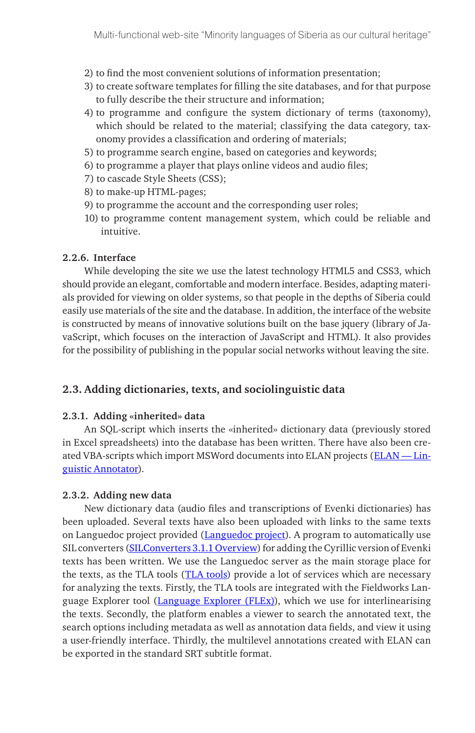2) to find the most convenient solutions of information presentation;
3) to create software templates for filling the site databases, and for that purpose to fully describe the their structure and information;
4) to programme and configure the system dictionary of terms (taxonomy), which should be related to the material; classifying the data category, taxonomy provides a classification and ordering of materials;
5) to programme search engine, based on categories and keywords;
6) to programme a player that plays online videos and audio files;
7) to cascade Style Sheets (CSS);
8) to make-up HTML-pages;
9) to programme the account and the corresponding user roles;
10) to programme content management system, which could be reliable and intuitive.

#### 2.2.6. Interface

While developing the site we use the latest technology HTML5 and CSS3, which should provide an elegant, comfortable and modern interface. Besides, adapting materials provided for viewing on older systems, so that people in the depths of Siberia could easily use materials of the site and the database. In addition, the interface of the website is constructed by means of innovative solutions built on the base jquery (library of JavaScript, which focuses on the interaction of JavaScript and HTML). It also provides for the possibility of publishing in the popular social networks without leaving the site.

### 2.3. Adding dictionaries, texts, and sociolinguistic data

#### 2.3.1. Adding «inherited» data

An SQL-script which inserts the «inherited» dictionary data (previously stored in Excel spreadsheets) into the database has been written. There have also been created VBA-scripts which import MSWord documents into ELAN projects (ELAN — Linguistic Annotator).

#### 2.3.2. Adding new data

New dictionary data (audio files and transcriptions of Evenki dictionaries) has been uploaded. Several texts have also been uploaded with links to the same texts on Languedoc project provided (Languedoc project). A program to automatically use SIL converters (SILConverters 3.1.1 Overview) for adding the Cyrillic version of Evenki texts has been written. We use the Languedoc server as the main storage place for the texts, as the TLA tools (TLA tools) provide a lot of services which are necessary for analyzing the texts. Firstly, the TLA tools are integrated with the Fieldworks Language Explorer tool (Language Explorer (FLEx)), which we use for interlinearising the texts. Secondly, the platform enables a viewer to search the annotated text, the search options including metadata as well as annotation data fields, and view it using a user-friendly interface. Thirdly, the multilevel annotations created with ELAN can be exported in the standard SRT subtitle format.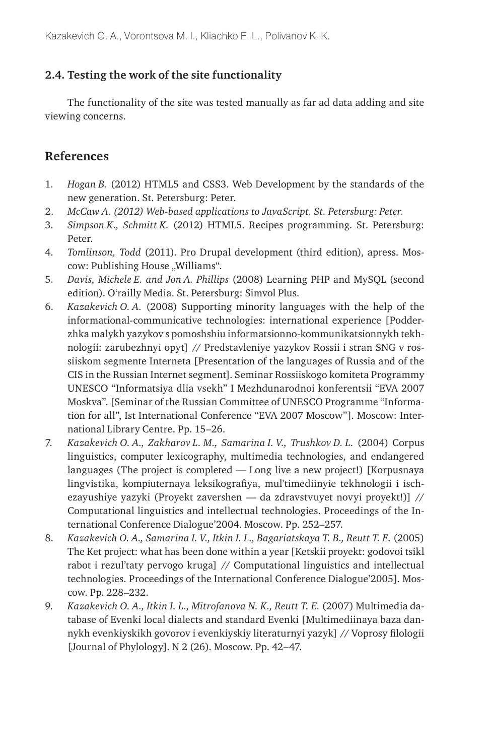### 2.4. Testing the work of the site functionality

The functionality of the site was tested manually as far ad data adding and site viewing concerns.

## References

1. *Hogan B.* (2012) HTML5 and CSS3. Web Development by the standards of the new generation. St. Petersburg: Peter.
2. *McCaw A. (2012) Web-based applications to JavaScript. St. Petersburg: Peter.*
3. *Simpson K., Schmitt K.* (2012) HTML5. Recipes programming. St. Petersburg: Peter.
4. *Tomlinson, Todd* (2011). Pro Drupal development (third edition), apress. Moscow: Publishing House „Williams".
5. *Davis, Michele E. and Jon A. Phillips* (2008) Learning PHP and MySQL (second edition). O'railly Media. St. Petersburg: Simvol Plus.
6. *Kazakevich O. A.* (2008) Supporting minority languages with the help of the informational-communicative technologies: international experience [Podderzhka malykh yazykov s pomoshshiu informatsionno-kommunikatsionnykh tekhnologii: zarubezhnyi opyt] // Predstavleniye yazykov Rossii i stran SNG v rossiiskom segmente Interneta [Presentation of the languages of Russia and of the CIS in the Russian Internet segment]. Seminar Rossiiskogo komiteta Programmy UNESCO "Informatsiya dlia vsekh" I Mezhdunarodnoi konferentsii "EVA 2007 Moskva". [Seminar of the Russian Committee of UNESCO Programme "Information for all", Ist International Conference "EVA 2007 Moscow"]. Moscow: International Library Centre. Pp. 15–26.
7. *Kazakevich O. A., Zakharov L. M., Samarina I. V., Trushkov D. L.* (2004) Corpus linguistics, computer lexicography, multimedia technologies, and endangered languages (The project is completed — Long live a new project!) [Korpusnaya lingvistika, kompiuternaya leksikografiya, mul'timediinyie tekhnologii i ischezayushiye yazyki (Proyekt zavershen — da zdravstvuyet novyi proyekt!)] // Computational linguistics and intellectual technologies. Proceedings of the International Conference Dialogue'2004. Moscow. Pp. 252–257.
8. *Kazakevich O. A., Samarina I. V., Itkin I. L., Bagariatskaya T. B., Reutt T. E.* (2005) The Ket project: what has been done within a year [Ketskii proyekt: godovoi tsikl rabot i rezul'taty pervogo kruga] // Computational linguistics and intellectual technologies. Proceedings of the International Conference Dialogue'2005]. Moscow. Pp. 228–232.
9. *Kazakevich O. A., Itkin I. L., Mitrofanova N. K., Reutt T. E.* (2007) Multimedia database of Evenki local dialects and standard Evenki [Multimediinaya baza dannykh evenkiyskikh govorov i evenkiyskiy literaturnyi yazyk] // Voprosy filologii [Journal of Phylology]. N 2 (26). Moscow. Pp. 42–47.